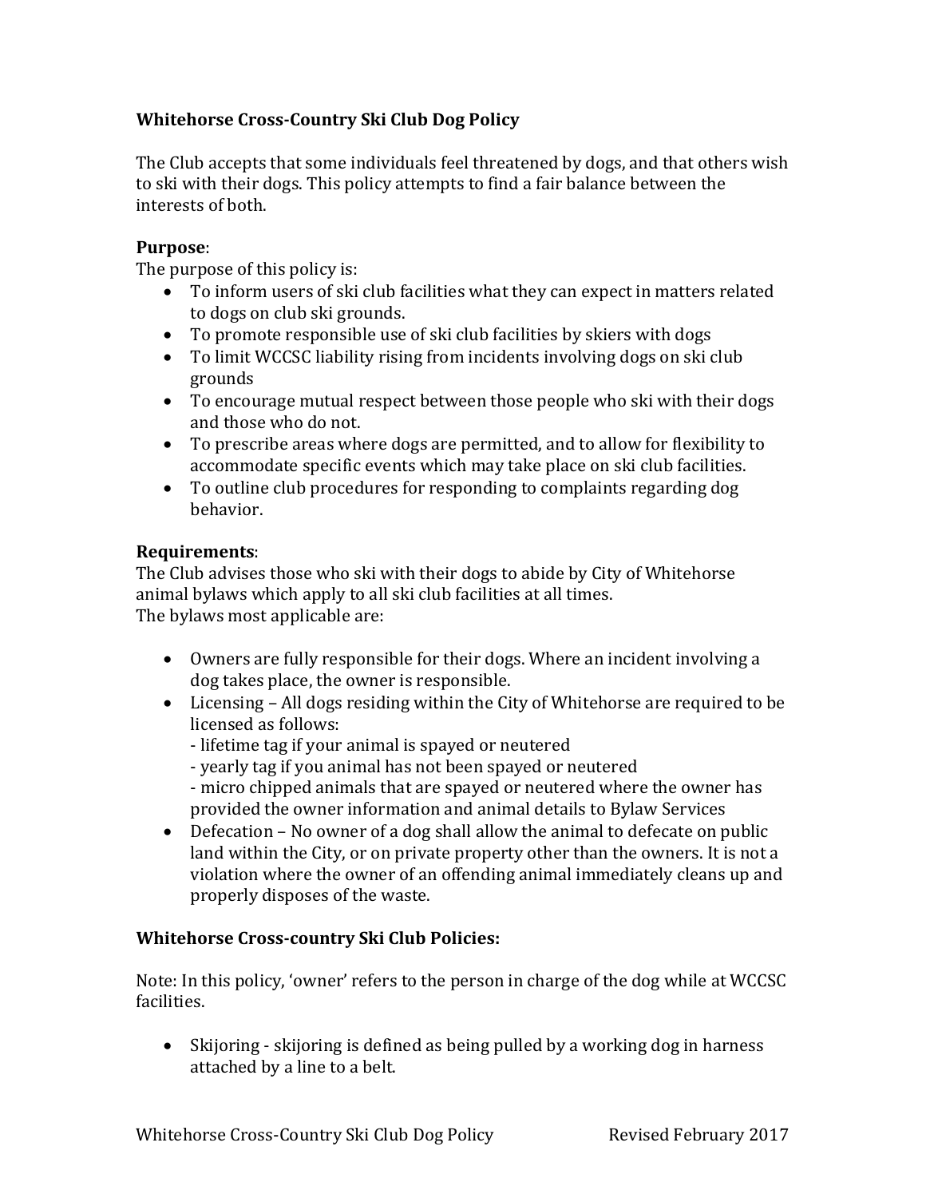# Whitehorse Cross-Country Ski Club Dog Policy

The Club accepts that some individuals feel threatened by dogs, and that others wish to ski with their dogs. This policy attempts to find a fair balance between the interests of both.

**Purpose**:
The purpose of this policy is:

- To inform users of ski club facilities what they can expect in matters related to dogs on club ski grounds.
- To promote responsible use of ski club facilities by skiers with dogs
- To limit WCCSC liability rising from incidents involving dogs on ski club grounds
- To encourage mutual respect between those people who ski with their dogs and those who do not.
- To prescribe areas where dogs are permitted, and to allow for flexibility to accommodate specific events which may take place on ski club facilities.
- To outline club procedures for responding to complaints regarding dog behavior.

**Requirements**:
The Club advises those who ski with their dogs to abide by City of Whitehorse animal bylaws which apply to all ski club facilities at all times.
The bylaws most applicable are:

- Owners are fully responsible for their dogs. Where an incident involving a dog takes place, the owner is responsible.
- Licensing – All dogs residing within the City of Whitehorse are required to be licensed as follows:
  - lifetime tag if your animal is spayed or neutered
  - yearly tag if you animal has not been spayed or neutered
  - micro chipped animals that are spayed or neutered where the owner has provided the owner information and animal details to Bylaw Services
- Defecation – No owner of a dog shall allow the animal to defecate on public land within the City, or on private property other than the owners. It is not a violation where the owner of an offending animal immediately cleans up and properly disposes of the waste.

**Whitehorse Cross-country Ski Club Policies:**

Note: In this policy, 'owner' refers to the person in charge of the dog while at WCCSC facilities.

- Skijoring - skijoring is defined as being pulled by a working dog in harness attached by a line to a belt.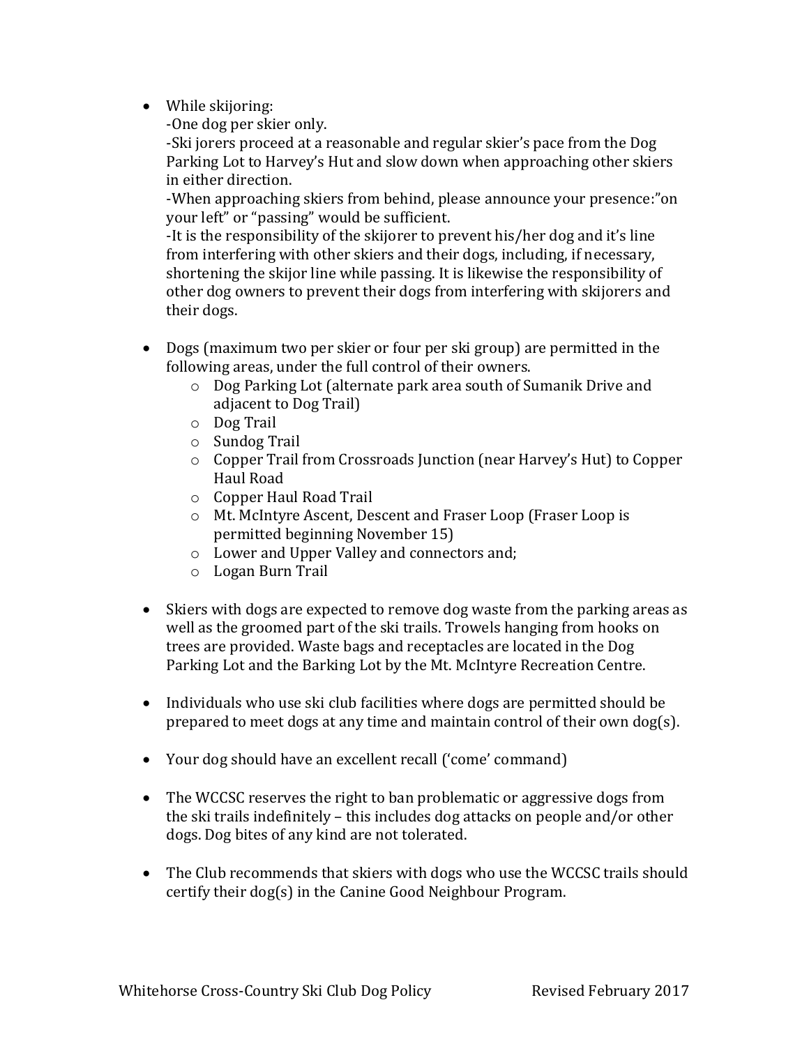- While skijoring:
  -One dog per skier only.
  -Ski jorers proceed at a reasonable and regular skier's pace from the Dog Parking Lot to Harvey's Hut and slow down when approaching other skiers in either direction.
  -When approaching skiers from behind, please announce your presence:"on your left" or "passing" would be sufficient.
  -It is the responsibility of the skijorer to prevent his/her dog and it's line from interfering with other skiers and their dogs, including, if necessary, shortening the skijor line while passing. It is likewise the responsibility of other dog owners to prevent their dogs from interfering with skijorers and their dogs.

- Dogs (maximum two per skier or four per ski group) are permitted in the following areas, under the full control of their owners.
  - Dog Parking Lot (alternate park area south of Sumanik Drive and adjacent to Dog Trail)
  - Dog Trail
  - Sundog Trail
  - Copper Trail from Crossroads Junction (near Harvey's Hut) to Copper Haul Road
  - Copper Haul Road Trail
  - Mt. McIntyre Ascent, Descent and Fraser Loop (Fraser Loop is permitted beginning November 15)
  - Lower and Upper Valley and connectors and;
  - Logan Burn Trail

- Skiers with dogs are expected to remove dog waste from the parking areas as well as the groomed part of the ski trails. Trowels hanging from hooks on trees are provided. Waste bags and receptacles are located in the Dog Parking Lot and the Barking Lot by the Mt. McIntyre Recreation Centre.

- Individuals who use ski club facilities where dogs are permitted should be prepared to meet dogs at any time and maintain control of their own dog(s).

- Your dog should have an excellent recall ('come' command)

- The WCCSC reserves the right to ban problematic or aggressive dogs from the ski trails indefinitely – this includes dog attacks on people and/or other dogs. Dog bites of any kind are not tolerated.

- The Club recommends that skiers with dogs who use the WCCSC trails should certify their dog(s) in the Canine Good Neighbour Program.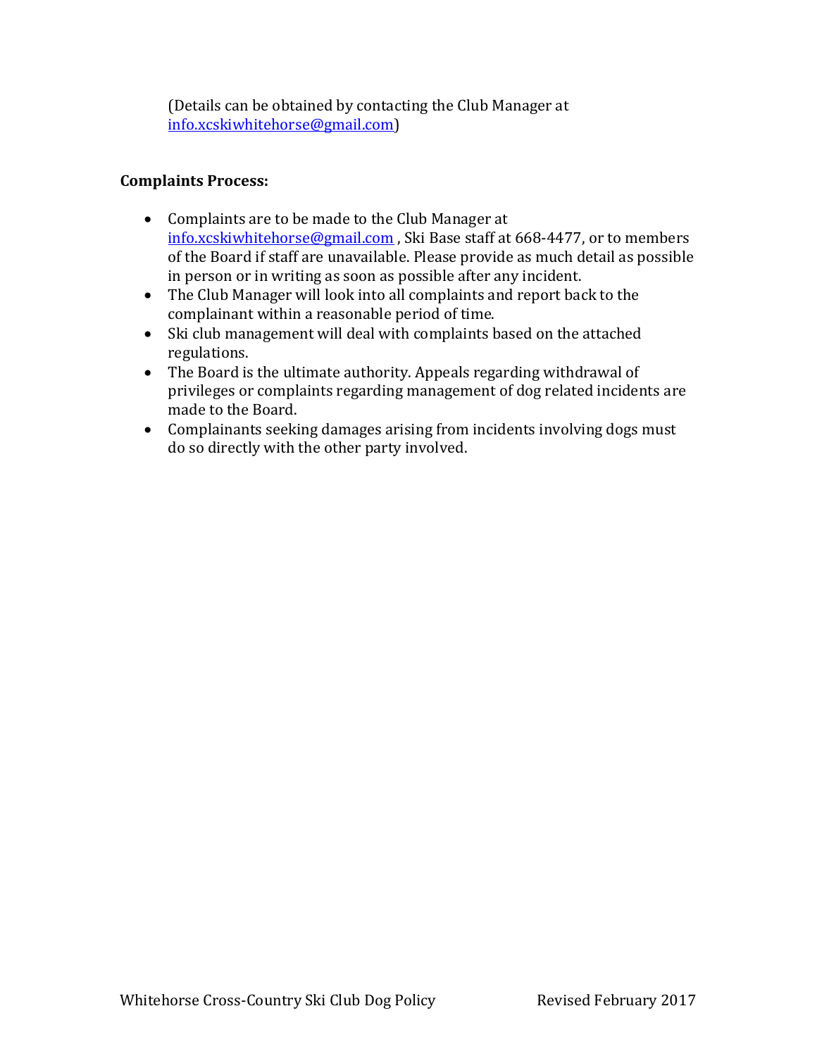(Details can be obtained by contacting the Club Manager at info.xcskiwhitehorse@gmail.com)

**Complaints Process:**

- Complaints are to be made to the Club Manager at info.xcskiwhitehorse@gmail.com , Ski Base staff at 668-4477, or to members of the Board if staff are unavailable. Please provide as much detail as possible in person or in writing as soon as possible after any incident.
- The Club Manager will look into all complaints and report back to the complainant within a reasonable period of time.
- Ski club management will deal with complaints based on the attached regulations.
- The Board is the ultimate authority. Appeals regarding withdrawal of privileges or complaints regarding management of dog related incidents are made to the Board.
- Complainants seeking damages arising from incidents involving dogs must do so directly with the other party involved.